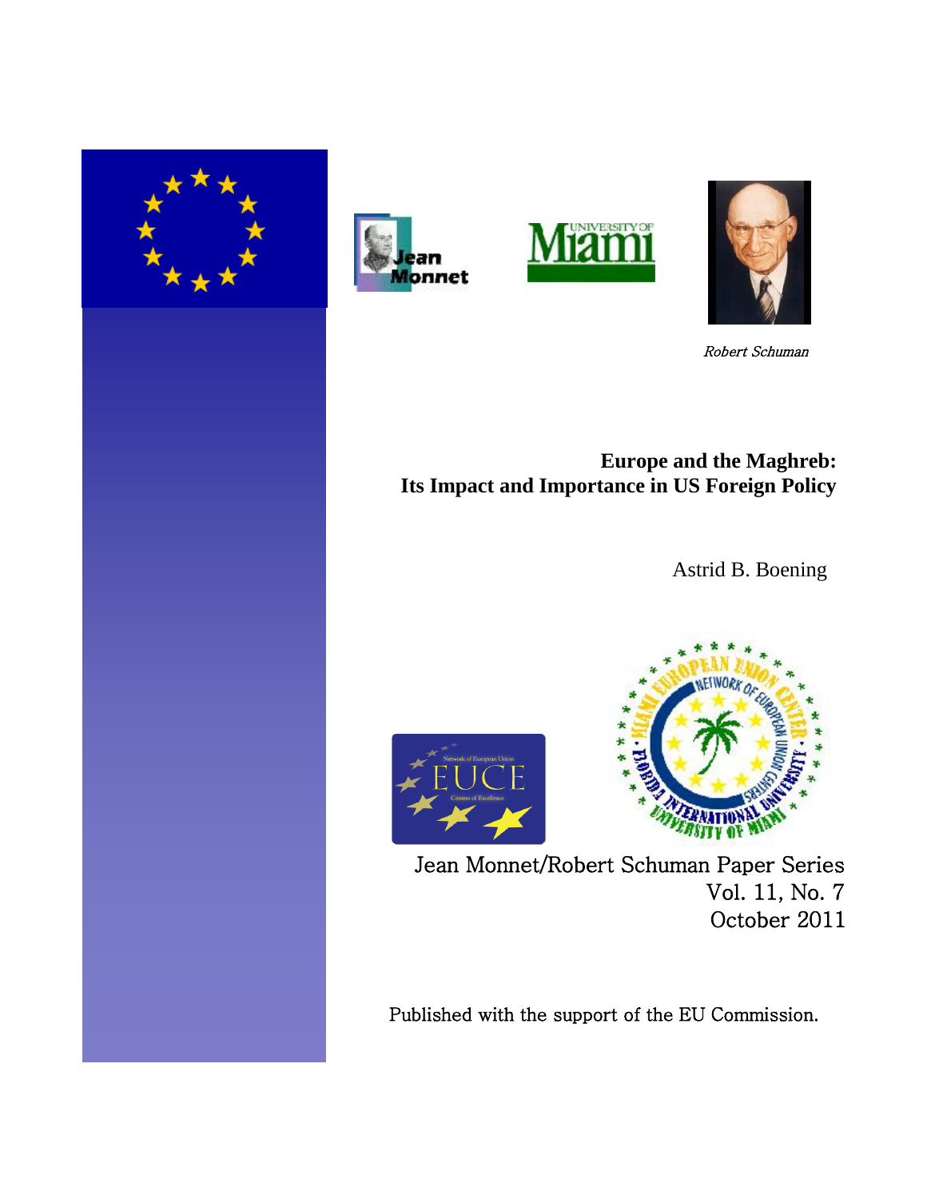*Robert Schuman*

# Europe and the Maghreb: Its Impact and Importance in US Foreign Policy

Astrid B. Boening

Jean Monnet/Robert Schuman Paper Series
Vol. 11, No. 7
October 2011

Published with the support of the EU Commission.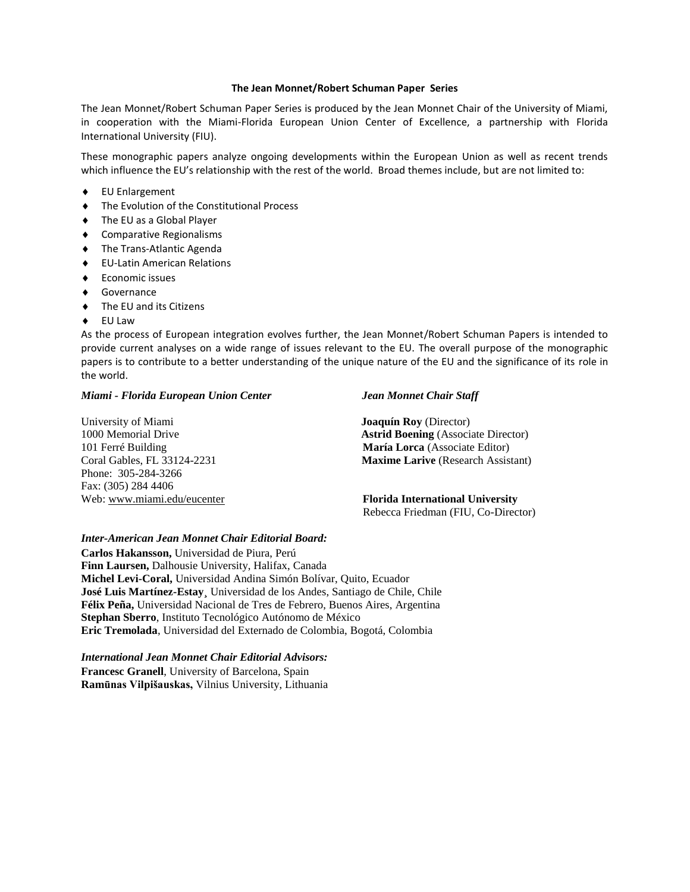## The Jean Monnet/Robert Schuman Paper Series

The Jean Monnet/Robert Schuman Paper Series is produced by the Jean Monnet Chair of the University of Miami, in cooperation with the Miami-Florida European Union Center of Excellence, a partnership with Florida International University (FIU).

These monographic papers analyze ongoing developments within the European Union as well as recent trends which influence the EU's relationship with the rest of the world. Broad themes include, but are not limited to:

- EU Enlargement
- The Evolution of the Constitutional Process
- The EU as a Global Player
- Comparative Regionalisms
- The Trans-Atlantic Agenda
- EU-Latin American Relations
- Economic issues
- Governance
- The EU and its Citizens
- EU Law

As the process of European integration evolves further, the Jean Monnet/Robert Schuman Papers is intended to provide current analyses on a wide range of issues relevant to the EU. The overall purpose of the monographic papers is to contribute to a better understanding of the unique nature of the EU and the significance of its role in the world.

***Miami - Florida European Union Center***

University of Miami
1000 Memorial Drive
101 Ferré Building
Coral Gables, FL 33124-2231
Phone: 305-284-3266
Fax: (305) 284 4406
Web: www.miami.edu/eucenter

***Jean Monnet Chair Staff***

**Joaquín Roy** (Director)
**Astrid Boening** (Associate Director)
**María Lorca** (Associate Editor)
**Maxime Larive** (Research Assistant)

**Florida International University**
Rebecca Friedman (FIU, Co-Director)

***Inter-American Jean Monnet Chair Editorial Board:***

**Carlos Hakansson,** Universidad de Piura, Perú
**Finn Laursen,** Dalhousie University, Halifax, Canada
**Michel Levi-Coral,** Universidad Andina Simón Bolívar, Quito, Ecuador
**José Luis Martínez-Estay**¸ Universidad de los Andes, Santiago de Chile, Chile
**Félix Peña,** Universidad Nacional de Tres de Febrero, Buenos Aires, Argentina
**Stephan Sberro**, Instituto Tecnológico Autónomo de México
**Eric Tremolada**, Universidad del Externado de Colombia, Bogotá, Colombia

***International Jean Monnet Chair Editorial Advisors:***

**Francesc Granell**, University of Barcelona, Spain
**Ramūnas Vilpišauskas,** Vilnius University, Lithuania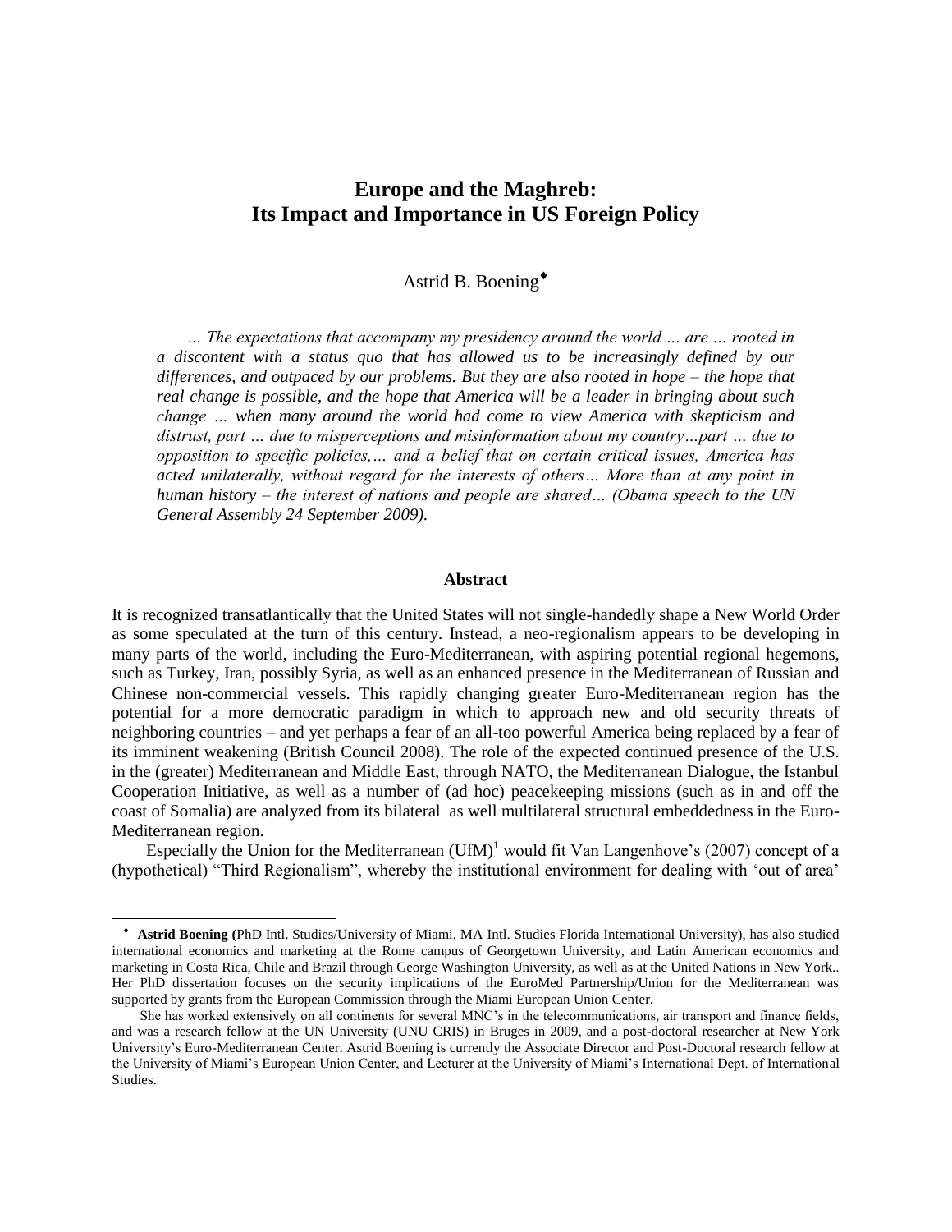# Europe and the Maghreb: Its Impact and Importance in US Foreign Policy

Astrid B. Boening[♦]

*… The expectations that accompany my presidency around the world … are … rooted in a discontent with a status quo that has allowed us to be increasingly defined by our differences, and outpaced by our problems. But they are also rooted in hope – the hope that real change is possible, and the hope that America will be a leader in bringing about such change … when many around the world had come to view America with skepticism and distrust, part … due to misperceptions and misinformation about my country…part … due to opposition to specific policies,… and a belief that on certain critical issues, America has acted unilaterally, without regard for the interests of others… More than at any point in human history – the interest of nations and people are shared… (Obama speech to the UN General Assembly 24 September 2009).*

## Abstract

It is recognized transatlantically that the United States will not single-handedly shape a New World Order as some speculated at the turn of this century. Instead, a neo-regionalism appears to be developing in many parts of the world, including the Euro-Mediterranean, with aspiring potential regional hegemons, such as Turkey, Iran, possibly Syria, as well as an enhanced presence in the Mediterranean of Russian and Chinese non-commercial vessels. This rapidly changing greater Euro-Mediterranean region has the potential for a more democratic paradigm in which to approach new and old security threats of neighboring countries – and yet perhaps a fear of an all-too powerful America being replaced by a fear of its imminent weakening (British Council 2008). The role of the expected continued presence of the U.S. in the (greater) Mediterranean and Middle East, through NATO, the Mediterranean Dialogue, the Istanbul Cooperation Initiative, as well as a number of (ad hoc) peacekeeping missions (such as in and off the coast of Somalia) are analyzed from its bilateral as well multilateral structural embeddedness in the Euro-Mediterranean region.

Especially the Union for the Mediterranean (UfM)[1] would fit Van Langenhove's (2007) concept of a (hypothetical) "Third Regionalism", whereby the institutional environment for dealing with 'out of area'

---

♦ **Astrid Boening (**PhD Intl. Studies/University of Miami, MA Intl. Studies Florida International University), has also studied international economics and marketing at the Rome campus of Georgetown University, and Latin American economics and marketing in Costa Rica, Chile and Brazil through George Washington University, as well as at the United Nations in New York.. Her PhD dissertation focuses on the security implications of the EuroMed Partnership/Union for the Mediterranean was supported by grants from the European Commission through the Miami European Union Center.

She has worked extensively on all continents for several MNC's in the telecommunications, air transport and finance fields, and was a research fellow at the UN University (UNU CRIS) in Bruges in 2009, and a post-doctoral researcher at New York University's Euro-Mediterranean Center. Astrid Boening is currently the Associate Director and Post-Doctoral research fellow at the University of Miami's European Union Center, and Lecturer at the University of Miami's International Dept. of International Studies.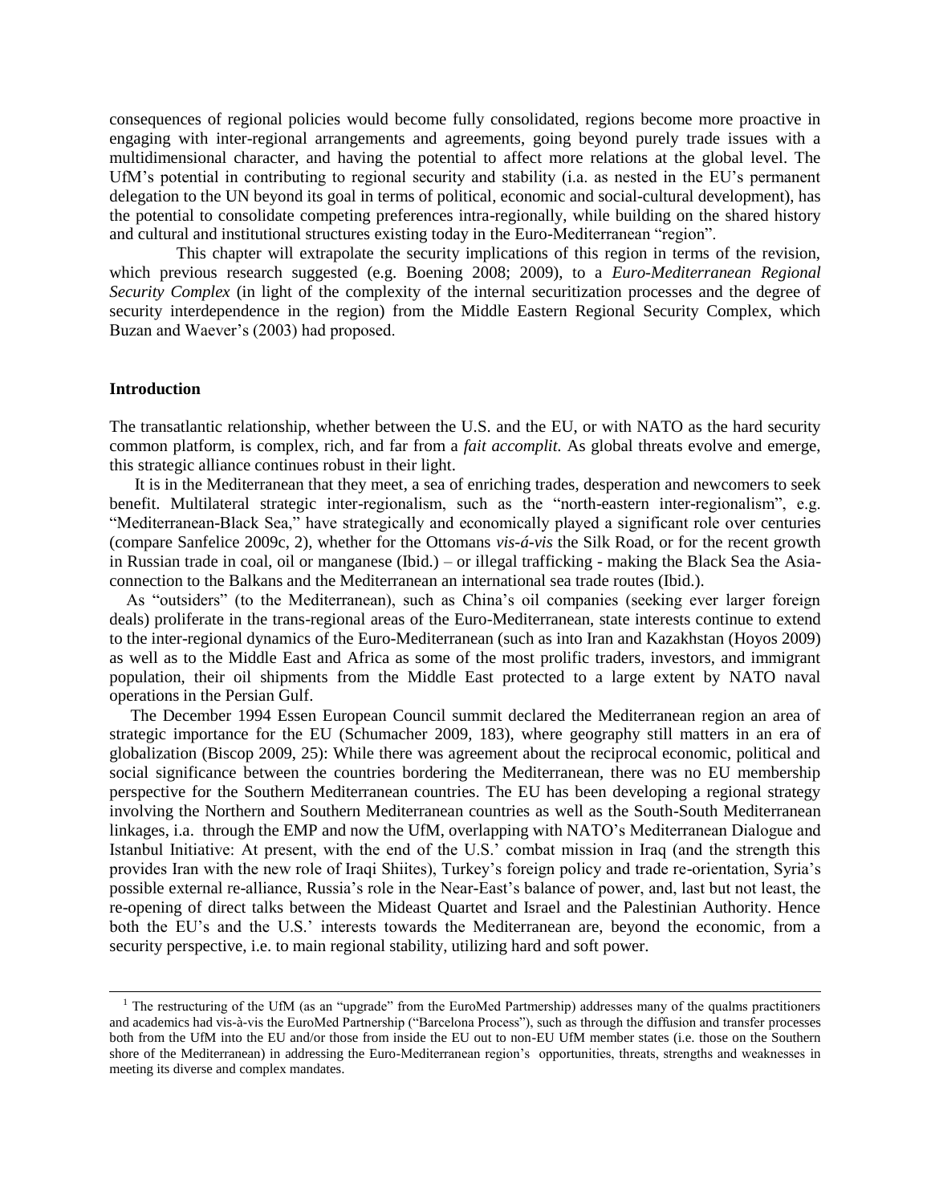consequences of regional policies would become fully consolidated, regions become more proactive in engaging with inter-regional arrangements and agreements, going beyond purely trade issues with a multidimensional character, and having the potential to affect more relations at the global level. The UfM's potential in contributing to regional security and stability (i.a. as nested in the EU's permanent delegation to the UN beyond its goal in terms of political, economic and social-cultural development), has the potential to consolidate competing preferences intra-regionally, while building on the shared history and cultural and institutional structures existing today in the Euro-Mediterranean "region".

This chapter will extrapolate the security implications of this region in terms of the revision, which previous research suggested (e.g. Boening 2008; 2009), to a *Euro-Mediterranean Regional Security Complex* (in light of the complexity of the internal securitization processes and the degree of security interdependence in the region) from the Middle Eastern Regional Security Complex, which Buzan and Waever's (2003) had proposed.

## Introduction

The transatlantic relationship, whether between the U.S. and the EU, or with NATO as the hard security common platform, is complex, rich, and far from a *fait accomplit.* As global threats evolve and emerge, this strategic alliance continues robust in their light.

It is in the Mediterranean that they meet, a sea of enriching trades, desperation and newcomers to seek benefit. Multilateral strategic inter-regionalism, such as the "north-eastern inter-regionalism", e.g. "Mediterranean-Black Sea," have strategically and economically played a significant role over centuries (compare Sanfelice 2009c, 2), whether for the Ottomans *vis-á-vis* the Silk Road, or for the recent growth in Russian trade in coal, oil or manganese (Ibid.) – or illegal trafficking - making the Black Sea the Asia-connection to the Balkans and the Mediterranean an international sea trade routes (Ibid.).

As "outsiders" (to the Mediterranean), such as China's oil companies (seeking ever larger foreign deals) proliferate in the trans-regional areas of the Euro-Mediterranean, state interests continue to extend to the inter-regional dynamics of the Euro-Mediterranean (such as into Iran and Kazakhstan (Hoyos 2009) as well as to the Middle East and Africa as some of the most prolific traders, investors, and immigrant population, their oil shipments from the Middle East protected to a large extent by NATO naval operations in the Persian Gulf.

The December 1994 Essen European Council summit declared the Mediterranean region an area of strategic importance for the EU (Schumacher 2009, 183), where geography still matters in an era of globalization (Biscop 2009, 25): While there was agreement about the reciprocal economic, political and social significance between the countries bordering the Mediterranean, there was no EU membership perspective for the Southern Mediterranean countries. The EU has been developing a regional strategy involving the Northern and Southern Mediterranean countries as well as the South-South Mediterranean linkages, i.a. through the EMP and now the UfM, overlapping with NATO's Mediterranean Dialogue and Istanbul Initiative: At present, with the end of the U.S.' combat mission in Iraq (and the strength this provides Iran with the new role of Iraqi Shiites), Turkey's foreign policy and trade re-orientation, Syria's possible external re-alliance, Russia's role in the Near-East's balance of power, and, last but not least, the re-opening of direct talks between the Mideast Quartet and Israel and the Palestinian Authority. Hence both the EU's and the U.S.' interests towards the Mediterranean are, beyond the economic, from a security perspective, i.e. to main regional stability, utilizing hard and soft power.

---

[1] The restructuring of the UfM (as an "upgrade" from the EuroMed Partmership) addresses many of the qualms practitioners and academics had vis-à-vis the EuroMed Partnership ("Barcelona Process"), such as through the diffusion and transfer processes both from the UfM into the EU and/or those from inside the EU out to non-EU UfM member states (i.e. those on the Southern shore of the Mediterranean) in addressing the Euro-Mediterranean region's opportunities, threats, strengths and weaknesses in meeting its diverse and complex mandates.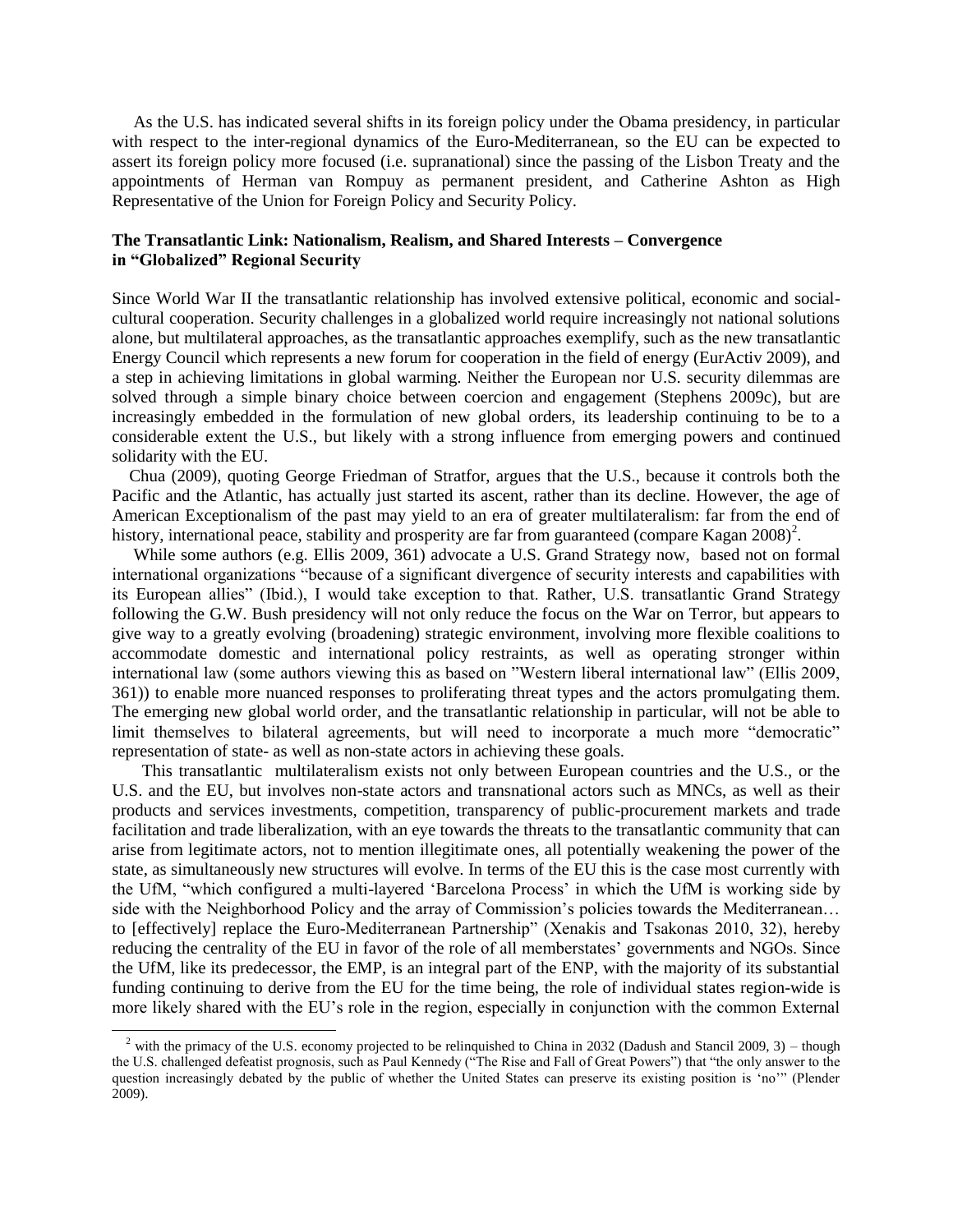As the U.S. has indicated several shifts in its foreign policy under the Obama presidency, in particular with respect to the inter-regional dynamics of the Euro-Mediterranean, so the EU can be expected to assert its foreign policy more focused (i.e. supranational) since the passing of the Lisbon Treaty and the appointments of Herman van Rompuy as permanent president, and Catherine Ashton as High Representative of the Union for Foreign Policy and Security Policy.

**The Transatlantic Link: Nationalism, Realism, and Shared Interests – Convergence in "Globalized" Regional Security**

Since World War II the transatlantic relationship has involved extensive political, economic and social-cultural cooperation. Security challenges in a globalized world require increasingly not national solutions alone, but multilateral approaches, as the transatlantic approaches exemplify, such as the new transatlantic Energy Council which represents a new forum for cooperation in the field of energy (EurActiv 2009), and a step in achieving limitations in global warming. Neither the European nor U.S. security dilemmas are solved through a simple binary choice between coercion and engagement (Stephens 2009c), but are increasingly embedded in the formulation of new global orders, its leadership continuing to be to a considerable extent the U.S., but likely with a strong influence from emerging powers and continued solidarity with the EU.

Chua (2009), quoting George Friedman of Stratfor, argues that the U.S., because it controls both the Pacific and the Atlantic, has actually just started its ascent, rather than its decline. However, the age of American Exceptionalism of the past may yield to an era of greater multilateralism: far from the end of history, international peace, stability and prosperity are far from guaranteed (compare Kagan 2008)[2].

While some authors (e.g. Ellis 2009, 361) advocate a U.S. Grand Strategy now, based not on formal international organizations "because of a significant divergence of security interests and capabilities with its European allies" (Ibid.), I would take exception to that. Rather, U.S. transatlantic Grand Strategy following the G.W. Bush presidency will not only reduce the focus on the War on Terror, but appears to give way to a greatly evolving (broadening) strategic environment, involving more flexible coalitions to accommodate domestic and international policy restraints, as well as operating stronger within international law (some authors viewing this as based on "Western liberal international law" (Ellis 2009, 361)) to enable more nuanced responses to proliferating threat types and the actors promulgating them. The emerging new global world order, and the transatlantic relationship in particular, will not be able to limit themselves to bilateral agreements, but will need to incorporate a much more "democratic" representation of state- as well as non-state actors in achieving these goals.

This transatlantic multilateralism exists not only between European countries and the U.S., or the U.S. and the EU, but involves non-state actors and transnational actors such as MNCs, as well as their products and services investments, competition, transparency of public-procurement markets and trade facilitation and trade liberalization, with an eye towards the threats to the transatlantic community that can arise from legitimate actors, not to mention illegitimate ones, all potentially weakening the power of the state, as simultaneously new structures will evolve. In terms of the EU this is the case most currently with the UfM, "which configured a multi-layered 'Barcelona Process' in which the UfM is working side by side with the Neighborhood Policy and the array of Commission's policies towards the Mediterranean… to [effectively] replace the Euro-Mediterranean Partnership" (Xenakis and Tsakonas 2010, 32), hereby reducing the centrality of the EU in favor of the role of all memberstates' governments and NGOs. Since the UfM, like its predecessor, the EMP, is an integral part of the ENP, with the majority of its substantial funding continuing to derive from the EU for the time being, the role of individual states region-wide is more likely shared with the EU's role in the region, especially in conjunction with the common External

[2] with the primacy of the U.S. economy projected to be relinquished to China in 2032 (Dadush and Stancil 2009, 3) – though the U.S. challenged defeatist prognosis, such as Paul Kennedy ("The Rise and Fall of Great Powers") that "the only answer to the question increasingly debated by the public of whether the United States can preserve its existing position is 'no'" (Plender 2009).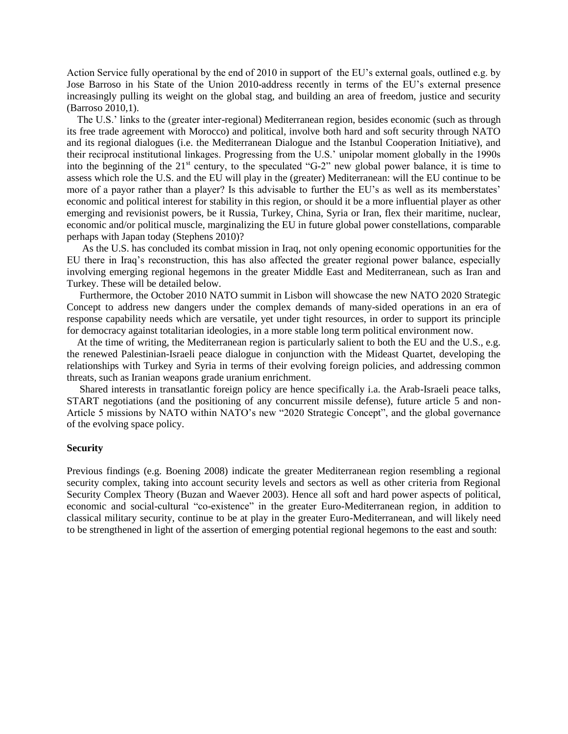Action Service fully operational by the end of 2010 in support of the EU's external goals, outlined e.g. by Jose Barroso in his State of the Union 2010-address recently in terms of the EU's external presence increasingly pulling its weight on the global stag, and building an area of freedom, justice and security (Barroso 2010,1).

The U.S.' links to the (greater inter-regional) Mediterranean region, besides economic (such as through its free trade agreement with Morocco) and political, involve both hard and soft security through NATO and its regional dialogues (i.e. the Mediterranean Dialogue and the Istanbul Cooperation Initiative), and their reciprocal institutional linkages. Progressing from the U.S.' unipolar moment globally in the 1990s into the beginning of the 21st century, to the speculated "G-2" new global power balance, it is time to assess which role the U.S. and the EU will play in the (greater) Mediterranean: will the EU continue to be more of a payor rather than a player? Is this advisable to further the EU's as well as its memberstates' economic and political interest for stability in this region, or should it be a more influential player as other emerging and revisionist powers, be it Russia, Turkey, China, Syria or Iran, flex their maritime, nuclear, economic and/or political muscle, marginalizing the EU in future global power constellations, comparable perhaps with Japan today (Stephens 2010)?

As the U.S. has concluded its combat mission in Iraq, not only opening economic opportunities for the EU there in Iraq's reconstruction, this has also affected the greater regional power balance, especially involving emerging regional hegemons in the greater Middle East and Mediterranean, such as Iran and Turkey. These will be detailed below.

Furthermore, the October 2010 NATO summit in Lisbon will showcase the new NATO 2020 Strategic Concept to address new dangers under the complex demands of many-sided operations in an era of response capability needs which are versatile, yet under tight resources, in order to support its principle for democracy against totalitarian ideologies, in a more stable long term political environment now.

At the time of writing, the Mediterranean region is particularly salient to both the EU and the U.S., e.g. the renewed Palestinian-Israeli peace dialogue in conjunction with the Mideast Quartet, developing the relationships with Turkey and Syria in terms of their evolving foreign policies, and addressing common threats, such as Iranian weapons grade uranium enrichment.

Shared interests in transatlantic foreign policy are hence specifically i.a. the Arab-Israeli peace talks, START negotiations (and the positioning of any concurrent missile defense), future article 5 and non-Article 5 missions by NATO within NATO's new "2020 Strategic Concept", and the global governance of the evolving space policy.

**Security**

Previous findings (e.g. Boening 2008) indicate the greater Mediterranean region resembling a regional security complex, taking into account security levels and sectors as well as other criteria from Regional Security Complex Theory (Buzan and Waever 2003). Hence all soft and hard power aspects of political, economic and social-cultural "co-existence" in the greater Euro-Mediterranean region, in addition to classical military security, continue to be at play in the greater Euro-Mediterranean, and will likely need to be strengthened in light of the assertion of emerging potential regional hegemons to the east and south: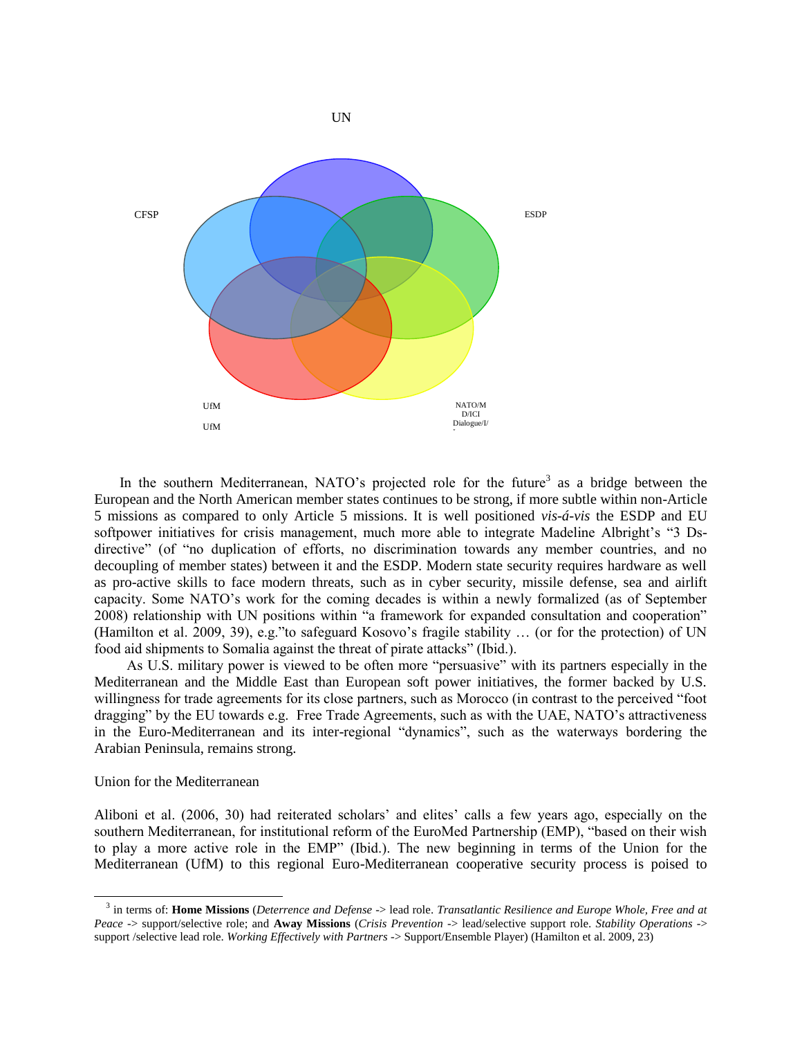UN

CFSP

ESDP

UfM

UfM

NATO/M
D/ICI
Dialogue/I/

In the southern Mediterranean, NATO's projected role for the future[3] as a bridge between the European and the North American member states continues to be strong, if more subtle within non-Article 5 missions as compared to only Article 5 missions. It is well positioned *vis-á-vis* the ESDP and EU softpower initiatives for crisis management, much more able to integrate Madeline Albright's "3 Ds-directive" (of "no duplication of efforts, no discrimination towards any member countries, and no decoupling of member states) between it and the ESDP. Modern state security requires hardware as well as pro-active skills to face modern threats, such as in cyber security, missile defense, sea and airlift capacity. Some NATO's work for the coming decades is within a newly formalized (as of September 2008) relationship with UN positions within "a framework for expanded consultation and cooperation" (Hamilton et al. 2009, 39), e.g."to safeguard Kosovo's fragile stability … (or for the protection) of UN food aid shipments to Somalia against the threat of pirate attacks" (Ibid.).

As U.S. military power is viewed to be often more "persuasive" with its partners especially in the Mediterranean and the Middle East than European soft power initiatives, the former backed by U.S. willingness for trade agreements for its close partners, such as Morocco (in contrast to the perceived "foot dragging" by the EU towards e.g. Free Trade Agreements, such as with the UAE, NATO's attractiveness in the Euro-Mediterranean and its inter-regional "dynamics", such as the waterways bordering the Arabian Peninsula, remains strong.

## Union for the Mediterranean

Aliboni et al. (2006, 30) had reiterated scholars' and elites' calls a few years ago, especially on the southern Mediterranean, for institutional reform of the EuroMed Partnership (EMP), "based on their wish to play a more active role in the EMP" (Ibid.). The new beginning in terms of the Union for the Mediterranean (UfM) to this regional Euro-Mediterranean cooperative security process is poised to

---

[3] in terms of: **Home Missions** (*Deterrence and Defense* -> lead role. *Transatlantic Resilience and Europe Whole, Free and at Peace* -> support/selective role; and **Away Missions** (*Crisis Prevention* -> lead/selective support role. *Stability Operations* -> support /selective lead role. *Working Effectively with Partners* -> Support/Ensemble Player) (Hamilton et al. 2009, 23)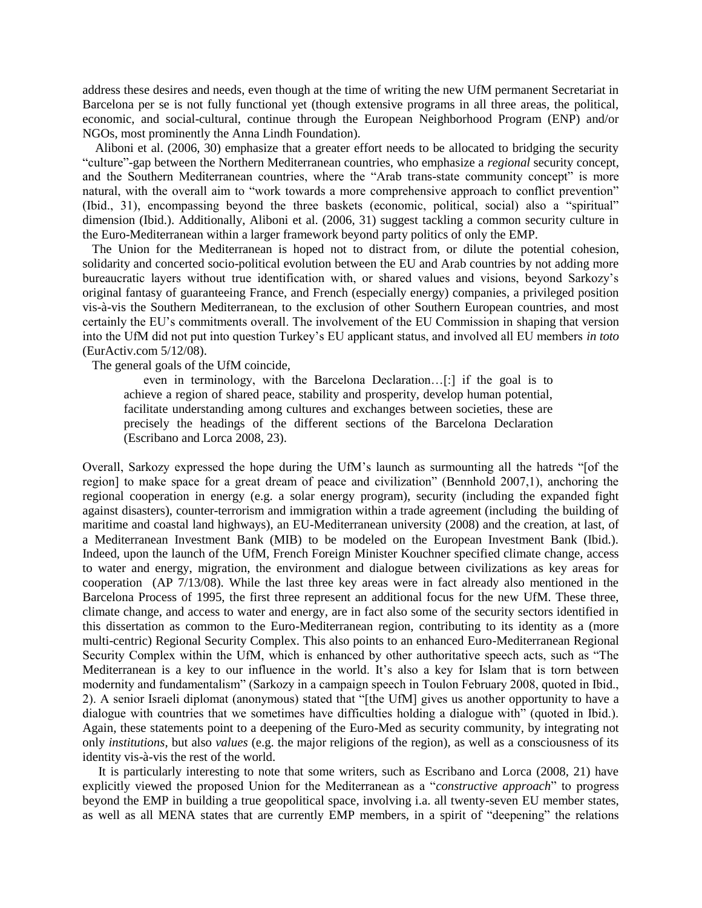address these desires and needs, even though at the time of writing the new UfM permanent Secretariat in Barcelona per se is not fully functional yet (though extensive programs in all three areas, the political, economic, and social-cultural, continue through the European Neighborhood Program (ENP) and/or NGOs, most prominently the Anna Lindh Foundation).

Aliboni et al. (2006, 30) emphasize that a greater effort needs to be allocated to bridging the security "culture"-gap between the Northern Mediterranean countries, who emphasize a *regional* security concept, and the Southern Mediterranean countries, where the "Arab trans-state community concept" is more natural, with the overall aim to "work towards a more comprehensive approach to conflict prevention" (Ibid., 31), encompassing beyond the three baskets (economic, political, social) also a "spiritual" dimension (Ibid.). Additionally, Aliboni et al. (2006, 31) suggest tackling a common security culture in the Euro-Mediterranean within a larger framework beyond party politics of only the EMP.

The Union for the Mediterranean is hoped not to distract from, or dilute the potential cohesion, solidarity and concerted socio-political evolution between the EU and Arab countries by not adding more bureaucratic layers without true identification with, or shared values and visions, beyond Sarkozy's original fantasy of guaranteeing France, and French (especially energy) companies, a privileged position vis-à-vis the Southern Mediterranean, to the exclusion of other Southern European countries, and most certainly the EU's commitments overall. The involvement of the EU Commission in shaping that version into the UfM did not put into question Turkey's EU applicant status, and involved all EU members *in toto* (EurActiv.com 5/12/08).

The general goals of the UfM coincide,

> even in terminology, with the Barcelona Declaration…[:] if the goal is to achieve a region of shared peace, stability and prosperity, develop human potential, facilitate understanding among cultures and exchanges between societies, these are precisely the headings of the different sections of the Barcelona Declaration (Escribano and Lorca 2008, 23).

Overall, Sarkozy expressed the hope during the UfM's launch as surmounting all the hatreds "[of the region] to make space for a great dream of peace and civilization" (Bennhold 2007,1), anchoring the regional cooperation in energy (e.g. a solar energy program), security (including the expanded fight against disasters), counter-terrorism and immigration within a trade agreement (including the building of maritime and coastal land highways), an EU-Mediterranean university (2008) and the creation, at last, of a Mediterranean Investment Bank (MIB) to be modeled on the European Investment Bank (Ibid.). Indeed, upon the launch of the UfM, French Foreign Minister Kouchner specified climate change, access to water and energy, migration, the environment and dialogue between civilizations as key areas for cooperation (AP 7/13/08). While the last three key areas were in fact already also mentioned in the Barcelona Process of 1995, the first three represent an additional focus for the new UfM. These three, climate change, and access to water and energy, are in fact also some of the security sectors identified in this dissertation as common to the Euro-Mediterranean region, contributing to its identity as a (more multi-centric) Regional Security Complex. This also points to an enhanced Euro-Mediterranean Regional Security Complex within the UfM, which is enhanced by other authoritative speech acts, such as "The Mediterranean is a key to our influence in the world. It's also a key for Islam that is torn between modernity and fundamentalism" (Sarkozy in a campaign speech in Toulon February 2008, quoted in Ibid., 2). A senior Israeli diplomat (anonymous) stated that "[the UfM] gives us another opportunity to have a dialogue with countries that we sometimes have difficulties holding a dialogue with" (quoted in Ibid.). Again, these statements point to a deepening of the Euro-Med as security community, by integrating not only *institutions*, but also *values* (e.g. the major religions of the region), as well as a consciousness of its identity vis-à-vis the rest of the world.

It is particularly interesting to note that some writers, such as Escribano and Lorca (2008, 21) have explicitly viewed the proposed Union for the Mediterranean as a "*constructive approach*" to progress beyond the EMP in building a true geopolitical space, involving i.a. all twenty-seven EU member states, as well as all MENA states that are currently EMP members, in a spirit of "deepening" the relations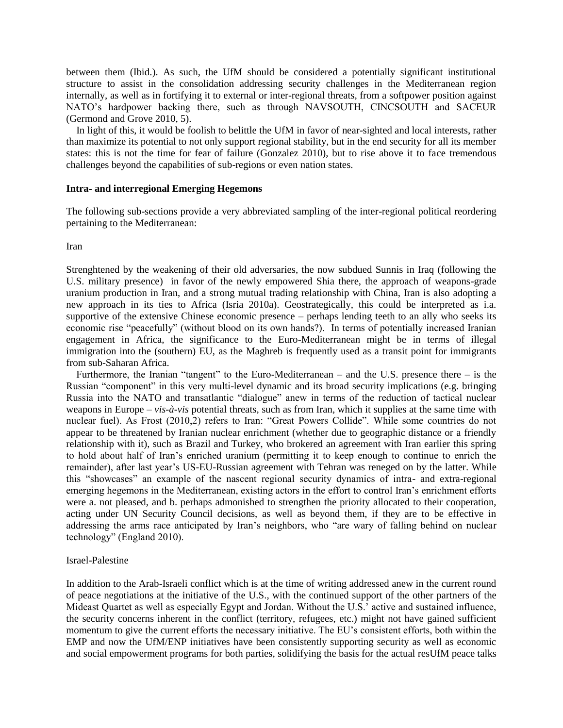between them (Ibid.). As such, the UfM should be considered a potentially significant institutional structure to assist in the consolidation addressing security challenges in the Mediterranean region internally, as well as in fortifying it to external or inter-regional threats, from a softpower position against NATO's hardpower backing there, such as through NAVSOUTH, CINCSOUTH and SACEUR (Germond and Grove 2010, 5).

In light of this, it would be foolish to belittle the UfM in favor of near-sighted and local interests, rather than maximize its potential to not only support regional stability, but in the end security for all its member states: this is not the time for fear of failure (Gonzalez 2010), but to rise above it to face tremendous challenges beyond the capabilities of sub-regions or even nation states.

**Intra- and interregional Emerging Hegemons**

The following sub-sections provide a very abbreviated sampling of the inter-regional political reordering pertaining to the Mediterranean:

Iran

Strenghtened by the weakening of their old adversaries, the now subdued Sunnis in Iraq (following the U.S. military presence) in favor of the newly empowered Shia there, the approach of weapons-grade uranium production in Iran, and a strong mutual trading relationship with China, Iran is also adopting a new approach in its ties to Africa (Isria 2010a). Geostrategically, this could be interpreted as i.a. supportive of the extensive Chinese economic presence – perhaps lending teeth to an ally who seeks its economic rise "peacefully" (without blood on its own hands?). In terms of potentially increased Iranian engagement in Africa, the significance to the Euro-Mediterranean might be in terms of illegal immigration into the (southern) EU, as the Maghreb is frequently used as a transit point for immigrants from sub-Saharan Africa.

Furthermore, the Iranian "tangent" to the Euro-Mediterranean – and the U.S. presence there – is the Russian "component" in this very multi-level dynamic and its broad security implications (e.g. bringing Russia into the NATO and transatlantic "dialogue" anew in terms of the reduction of tactical nuclear weapons in Europe – *vis-à-vis* potential threats, such as from Iran, which it supplies at the same time with nuclear fuel). As Frost (2010,2) refers to Iran: "Great Powers Collide". While some countries do not appear to be threatened by Iranian nuclear enrichment (whether due to geographic distance or a friendly relationship with it), such as Brazil and Turkey, who brokered an agreement with Iran earlier this spring to hold about half of Iran's enriched uranium (permitting it to keep enough to continue to enrich the remainder), after last year's US-EU-Russian agreement with Tehran was reneged on by the latter. While this "showcases" an example of the nascent regional security dynamics of intra- and extra-regional emerging hegemons in the Mediterranean, existing actors in the effort to control Iran's enrichment efforts were a. not pleased, and b. perhaps admonished to strengthen the priority allocated to their cooperation, acting under UN Security Council decisions, as well as beyond them, if they are to be effective in addressing the arms race anticipated by Iran's neighbors, who "are wary of falling behind on nuclear technology" (England 2010).

Israel-Palestine

In addition to the Arab-Israeli conflict which is at the time of writing addressed anew in the current round of peace negotiations at the initiative of the U.S., with the continued support of the other partners of the Mideast Quartet as well as especially Egypt and Jordan. Without the U.S.' active and sustained influence, the security concerns inherent in the conflict (territory, refugees, etc.) might not have gained sufficient momentum to give the current efforts the necessary initiative. The EU's consistent efforts, both within the EMP and now the UfM/ENP initiatives have been consistently supporting security as well as economic and social empowerment programs for both parties, solidifying the basis for the actual resUfM peace talks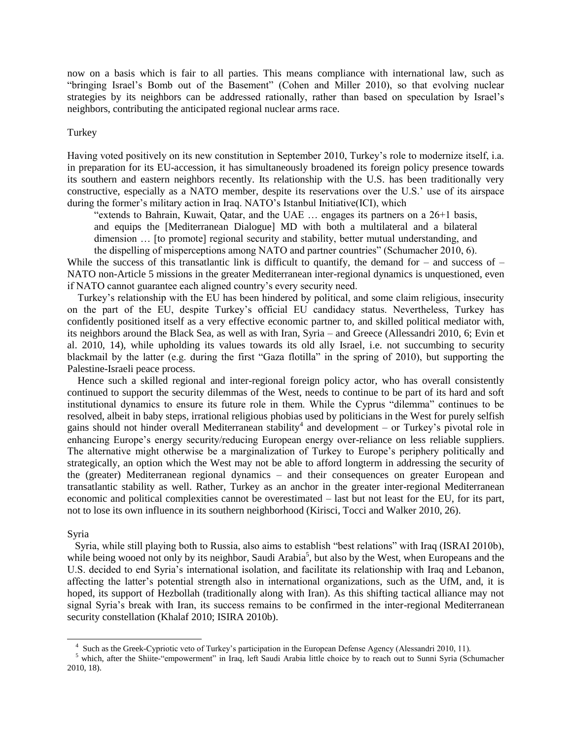now on a basis which is fair to all parties. This means compliance with international law, such as "bringing Israel's Bomb out of the Basement" (Cohen and Miller 2010), so that evolving nuclear strategies by its neighbors can be addressed rationally, rather than based on speculation by Israel's neighbors, contributing the anticipated regional nuclear arms race.

### Turkey

Having voted positively on its new constitution in September 2010, Turkey's role to modernize itself, i.a. in preparation for its EU-accession, it has simultaneously broadened its foreign policy presence towards its southern and eastern neighbors recently. Its relationship with the U.S. has been traditionally very constructive, especially as a NATO member, despite its reservations over the U.S.' use of its airspace during the former's military action in Iraq. NATO's Istanbul Initiative(ICI), which

> "extends to Bahrain, Kuwait, Qatar, and the UAE … engages its partners on a 26+1 basis, and equips the [Mediterranean Dialogue] MD with both a multilateral and a bilateral dimension … [to promote] regional security and stability, better mutual understanding, and the dispelling of misperceptions among NATO and partner countries" (Schumacher 2010, 6).

While the success of this transatlantic link is difficult to quantify, the demand for – and success of – NATO non-Article 5 missions in the greater Mediterranean inter-regional dynamics is unquestioned, even if NATO cannot guarantee each aligned country's every security need.

Turkey's relationship with the EU has been hindered by political, and some claim religious, insecurity on the part of the EU, despite Turkey's official EU candidacy status. Nevertheless, Turkey has confidently positioned itself as a very effective economic partner to, and skilled political mediator with, its neighbors around the Black Sea, as well as with Iran, Syria – and Greece (Allessandri 2010, 6; Evin et al. 2010, 14), while upholding its values towards its old ally Israel, i.e. not succumbing to security blackmail by the latter (e.g. during the first "Gaza flotilla" in the spring of 2010), but supporting the Palestine-Israeli peace process.

Hence such a skilled regional and inter-regional foreign policy actor, who has overall consistently continued to support the security dilemmas of the West, needs to continue to be part of its hard and soft institutional dynamics to ensure its future role in them. While the Cyprus "dilemma" continues to be resolved, albeit in baby steps, irrational religious phobias used by politicians in the West for purely selfish gains should not hinder overall Mediterranean stability[4] and development – or Turkey's pivotal role in enhancing Europe's energy security/reducing European energy over-reliance on less reliable suppliers. The alternative might otherwise be a marginalization of Turkey to Europe's periphery politically and strategically, an option which the West may not be able to afford longterm in addressing the security of the (greater) Mediterranean regional dynamics – and their consequences on greater European and transatlantic stability as well. Rather, Turkey as an anchor in the greater inter-regional Mediterranean economic and political complexities cannot be overestimated – last but not least for the EU, for its part, not to lose its own influence in its southern neighborhood (Kirisci, Tocci and Walker 2010, 26).

### Syria

Syria, while still playing both to Russia, also aims to establish "best relations" with Iraq (ISRAI 2010b), while being wooed not only by its neighbor, Saudi Arabia[5], but also by the West, when Europeans and the U.S. decided to end Syria's international isolation, and facilitate its relationship with Iraq and Lebanon, affecting the latter's potential strength also in international organizations, such as the UfM, and, it is hoped, its support of Hezbollah (traditionally along with Iran). As this shifting tactical alliance may not signal Syria's break with Iran, its success remains to be confirmed in the inter-regional Mediterranean security constellation (Khalaf 2010; ISIRA 2010b).

---

[4] Such as the Greek-Cypriotic veto of Turkey's participation in the European Defense Agency (Alessandri 2010, 11).

[5] which, after the Shiite-"empowerment" in Iraq, left Saudi Arabia little choice by to reach out to Sunni Syria (Schumacher 2010, 18).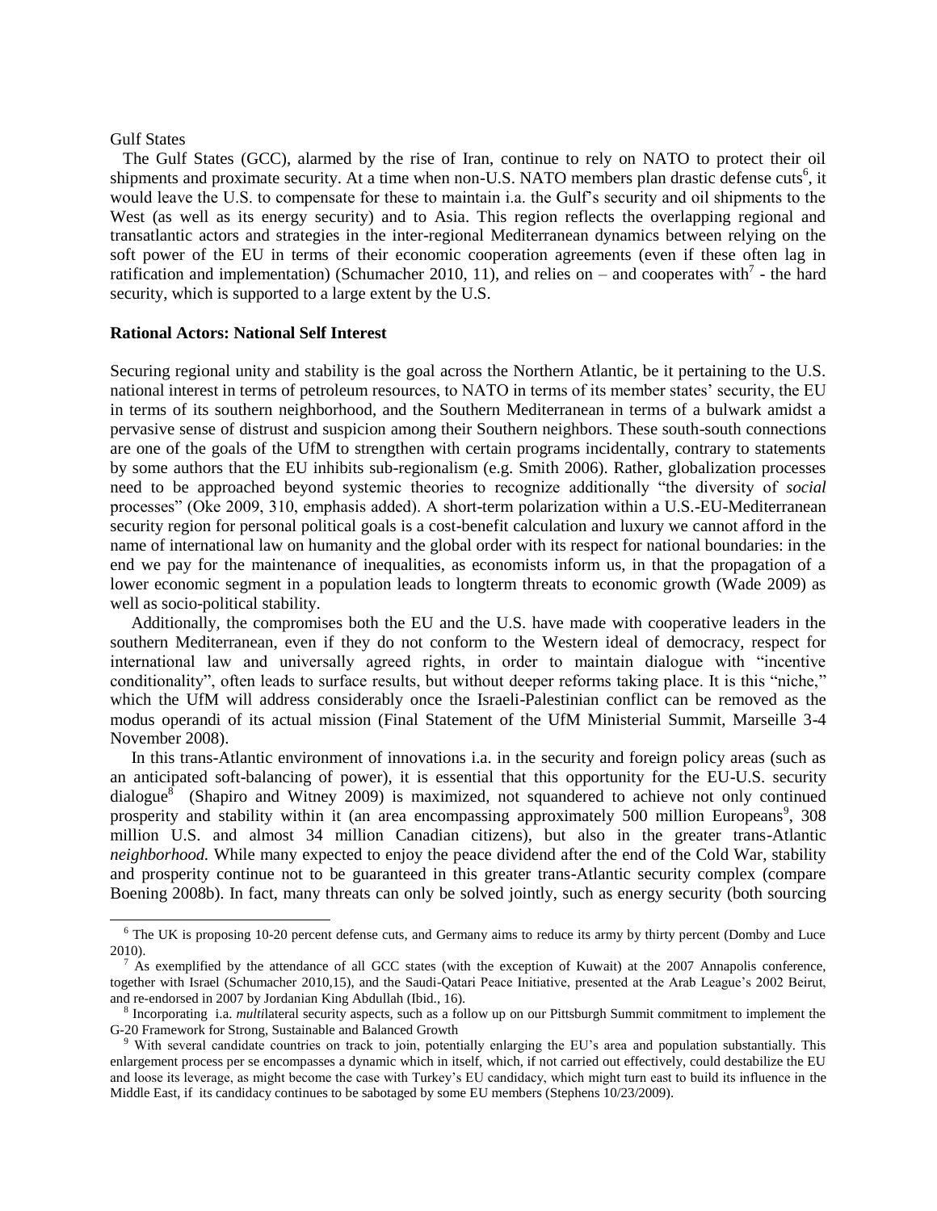Gulf States

The Gulf States (GCC), alarmed by the rise of Iran, continue to rely on NATO to protect their oil shipments and proximate security. At a time when non-U.S. NATO members plan drastic defense cuts[6], it would leave the U.S. to compensate for these to maintain i.a. the Gulf's security and oil shipments to the West (as well as its energy security) and to Asia. This region reflects the overlapping regional and transatlantic actors and strategies in the inter-regional Mediterranean dynamics between relying on the soft power of the EU in terms of their economic cooperation agreements (even if these often lag in ratification and implementation) (Schumacher 2010, 11), and relies on – and cooperates with[7] - the hard security, which is supported to a large extent by the U.S.

**Rational Actors: National Self Interest**

Securing regional unity and stability is the goal across the Northern Atlantic, be it pertaining to the U.S. national interest in terms of petroleum resources, to NATO in terms of its member states' security, the EU in terms of its southern neighborhood, and the Southern Mediterranean in terms of a bulwark amidst a pervasive sense of distrust and suspicion among their Southern neighbors. These south-south connections are one of the goals of the UfM to strengthen with certain programs incidentally, contrary to statements by some authors that the EU inhibits sub-regionalism (e.g. Smith 2006). Rather, globalization processes need to be approached beyond systemic theories to recognize additionally "the diversity of *social* processes" (Oke 2009, 310, emphasis added). A short-term polarization within a U.S.-EU-Mediterranean security region for personal political goals is a cost-benefit calculation and luxury we cannot afford in the name of international law on humanity and the global order with its respect for national boundaries: in the end we pay for the maintenance of inequalities, as economists inform us, in that the propagation of a lower economic segment in a population leads to longterm threats to economic growth (Wade 2009) as well as socio-political stability.

Additionally, the compromises both the EU and the U.S. have made with cooperative leaders in the southern Mediterranean, even if they do not conform to the Western ideal of democracy, respect for international law and universally agreed rights, in order to maintain dialogue with "incentive conditionality", often leads to surface results, but without deeper reforms taking place. It is this "niche," which the UfM will address considerably once the Israeli-Palestinian conflict can be removed as the modus operandi of its actual mission (Final Statement of the UfM Ministerial Summit, Marseille 3-4 November 2008).

In this trans-Atlantic environment of innovations i.a. in the security and foreign policy areas (such as an anticipated soft-balancing of power), it is essential that this opportunity for the EU-U.S. security dialogue[8] (Shapiro and Witney 2009) is maximized, not squandered to achieve not only continued prosperity and stability within it (an area encompassing approximately 500 million Europeans[9], 308 million U.S. and almost 34 million Canadian citizens), but also in the greater trans-Atlantic *neighborhood.* While many expected to enjoy the peace dividend after the end of the Cold War, stability and prosperity continue not to be guaranteed in this greater trans-Atlantic security complex (compare Boening 2008b). In fact, many threats can only be solved jointly, such as energy security (both sourcing

---

[6] The UK is proposing 10-20 percent defense cuts, and Germany aims to reduce its army by thirty percent (Domby and Luce 2010).

[7] As exemplified by the attendance of all GCC states (with the exception of Kuwait) at the 2007 Annapolis conference, together with Israel (Schumacher 2010,15), and the Saudi-Qatari Peace Initiative, presented at the Arab League's 2002 Beirut, and re-endorsed in 2007 by Jordanian King Abdullah (Ibid., 16).

[8] Incorporating i.a. *multi*lateral security aspects, such as a follow up on our Pittsburgh Summit commitment to implement the G-20 Framework for Strong, Sustainable and Balanced Growth

[9] With several candidate countries on track to join, potentially enlarging the EU's area and population substantially. This enlargement process per se encompasses a dynamic which in itself, which, if not carried out effectively, could destabilize the EU and loose its leverage, as might become the case with Turkey's EU candidacy, which might turn east to build its influence in the Middle East, if its candidacy continues to be sabotaged by some EU members (Stephens 10/23/2009).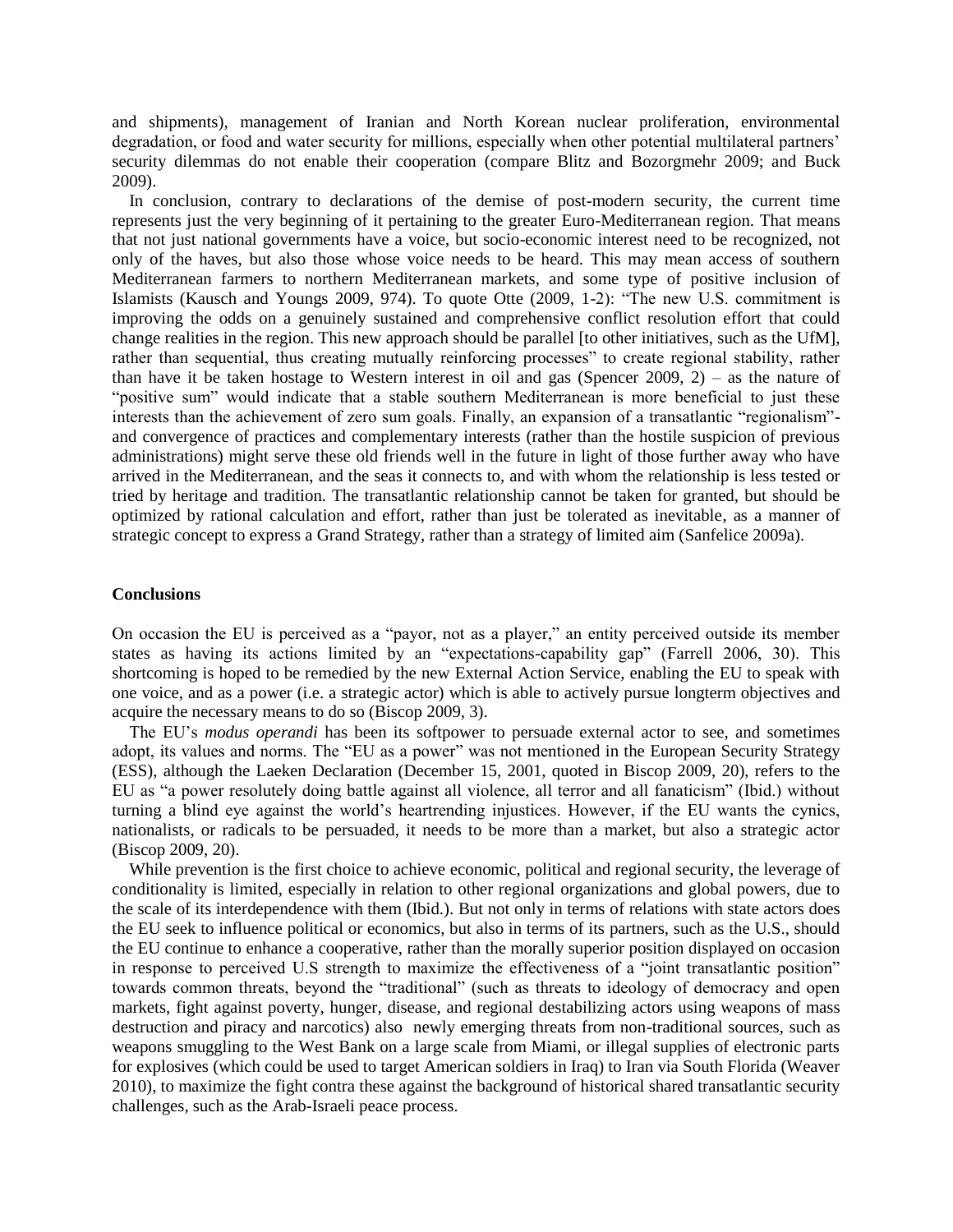and shipments), management of Iranian and North Korean nuclear proliferation, environmental degradation, or food and water security for millions, especially when other potential multilateral partners' security dilemmas do not enable their cooperation (compare Blitz and Bozorgmehr 2009; and Buck 2009).

In conclusion, contrary to declarations of the demise of post-modern security, the current time represents just the very beginning of it pertaining to the greater Euro-Mediterranean region. That means that not just national governments have a voice, but socio-economic interest need to be recognized, not only of the haves, but also those whose voice needs to be heard. This may mean access of southern Mediterranean farmers to northern Mediterranean markets, and some type of positive inclusion of Islamists (Kausch and Youngs 2009, 974). To quote Otte (2009, 1-2): "The new U.S. commitment is improving the odds on a genuinely sustained and comprehensive conflict resolution effort that could change realities in the region. This new approach should be parallel [to other initiatives, such as the UfM], rather than sequential, thus creating mutually reinforcing processes" to create regional stability, rather than have it be taken hostage to Western interest in oil and gas (Spencer 2009, 2) – as the nature of "positive sum" would indicate that a stable southern Mediterranean is more beneficial to just these interests than the achievement of zero sum goals. Finally, an expansion of a transatlantic "regionalism"- and convergence of practices and complementary interests (rather than the hostile suspicion of previous administrations) might serve these old friends well in the future in light of those further away who have arrived in the Mediterranean, and the seas it connects to, and with whom the relationship is less tested or tried by heritage and tradition. The transatlantic relationship cannot be taken for granted, but should be optimized by rational calculation and effort, rather than just be tolerated as inevitable, as a manner of strategic concept to express a Grand Strategy, rather than a strategy of limited aim (Sanfelice 2009a).

### Conclusions

On occasion the EU is perceived as a "payor, not as a player," an entity perceived outside its member states as having its actions limited by an "expectations-capability gap" (Farrell 2006, 30). This shortcoming is hoped to be remedied by the new External Action Service, enabling the EU to speak with one voice, and as a power (i.e. a strategic actor) which is able to actively pursue longterm objectives and acquire the necessary means to do so (Biscop 2009, 3).

The EU's *modus operandi* has been its softpower to persuade external actor to see, and sometimes adopt, its values and norms. The "EU as a power" was not mentioned in the European Security Strategy (ESS), although the Laeken Declaration (December 15, 2001, quoted in Biscop 2009, 20), refers to the EU as "a power resolutely doing battle against all violence, all terror and all fanaticism" (Ibid.) without turning a blind eye against the world's heartrending injustices. However, if the EU wants the cynics, nationalists, or radicals to be persuaded, it needs to be more than a market, but also a strategic actor (Biscop 2009, 20).

While prevention is the first choice to achieve economic, political and regional security, the leverage of conditionality is limited, especially in relation to other regional organizations and global powers, due to the scale of its interdependence with them (Ibid.). But not only in terms of relations with state actors does the EU seek to influence political or economics, but also in terms of its partners, such as the U.S., should the EU continue to enhance a cooperative, rather than the morally superior position displayed on occasion in response to perceived U.S strength to maximize the effectiveness of a "joint transatlantic position" towards common threats, beyond the "traditional" (such as threats to ideology of democracy and open markets, fight against poverty, hunger, disease, and regional destabilizing actors using weapons of mass destruction and piracy and narcotics) also newly emerging threats from non-traditional sources, such as weapons smuggling to the West Bank on a large scale from Miami, or illegal supplies of electronic parts for explosives (which could be used to target American soldiers in Iraq) to Iran via South Florida (Weaver 2010), to maximize the fight contra these against the background of historical shared transatlantic security challenges, such as the Arab-Israeli peace process.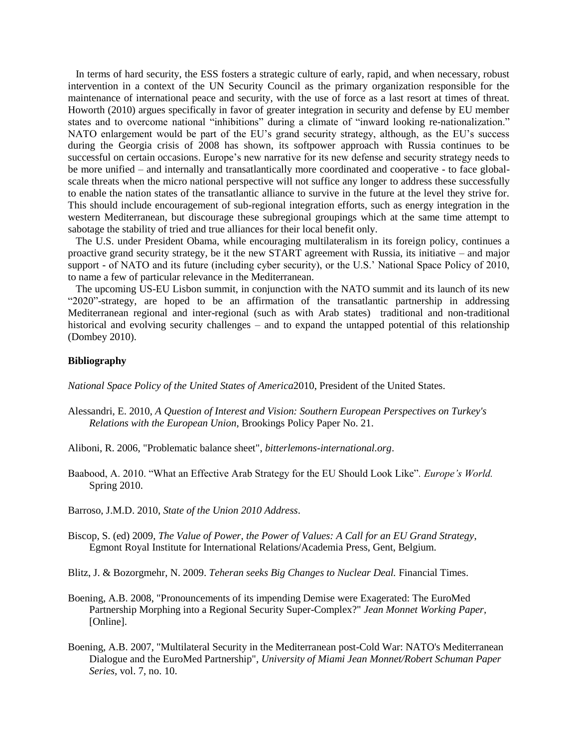In terms of hard security, the ESS fosters a strategic culture of early, rapid, and when necessary, robust intervention in a context of the UN Security Council as the primary organization responsible for the maintenance of international peace and security, with the use of force as a last resort at times of threat. Howorth (2010) argues specifically in favor of greater integration in security and defense by EU member states and to overcome national "inhibitions" during a climate of "inward looking re-nationalization." NATO enlargement would be part of the EU's grand security strategy, although, as the EU's success during the Georgia crisis of 2008 has shown, its softpower approach with Russia continues to be successful on certain occasions. Europe's new narrative for its new defense and security strategy needs to be more unified – and internally and transatlantically more coordinated and cooperative - to face global-scale threats when the micro national perspective will not suffice any longer to address these successfully to enable the nation states of the transatlantic alliance to survive in the future at the level they strive for. This should include encouragement of sub-regional integration efforts, such as energy integration in the western Mediterranean, but discourage these subregional groupings which at the same time attempt to sabotage the stability of tried and true alliances for their local benefit only.

The U.S. under President Obama, while encouraging multilateralism in its foreign policy, continues a proactive grand security strategy, be it the new START agreement with Russia, its initiative – and major support - of NATO and its future (including cyber security), or the U.S.' National Space Policy of 2010, to name a few of particular relevance in the Mediterranean.

The upcoming US-EU Lisbon summit, in conjunction with the NATO summit and its launch of its new "2020"-strategy, are hoped to be an affirmation of the transatlantic partnership in addressing Mediterranean regional and inter-regional (such as with Arab states) traditional and non-traditional historical and evolving security challenges – and to expand the untapped potential of this relationship (Dombey 2010).

**Bibliography**

*National Space Policy of the United States of America*2010, President of the United States.

Alessandri, E. 2010, *A Question of Interest and Vision: Southern European Perspectives on Turkey's Relations with the European Union*, Brookings Policy Paper No. 21.

Aliboni, R. 2006, "Problematic balance sheet", *bitterlemons-international.org*.

Baabood, A. 2010. "What an Effective Arab Strategy for the EU Should Look Like". *Europe's World.* Spring 2010.

Barroso, J.M.D. 2010, *State of the Union 2010 Address*.

Biscop, S. (ed) 2009, *The Value of Power, the Power of Values: A Call for an EU Grand Strategy*, Egmont Royal Institute for International Relations/Academia Press, Gent, Belgium.

Blitz, J. & Bozorgmehr, N. 2009. *Teheran seeks Big Changes to Nuclear Deal.* Financial Times.

Boening, A.B. 2008, "Pronouncements of its impending Demise were Exagerated: The EuroMed Partnership Morphing into a Regional Security Super-Complex?" *Jean Monnet Working Paper*, [Online].

Boening, A.B. 2007, "Multilateral Security in the Mediterranean post-Cold War: NATO's Mediterranean Dialogue and the EuroMed Partnership", *University of Miami Jean Monnet/Robert Schuman Paper Series*, vol. 7, no. 10.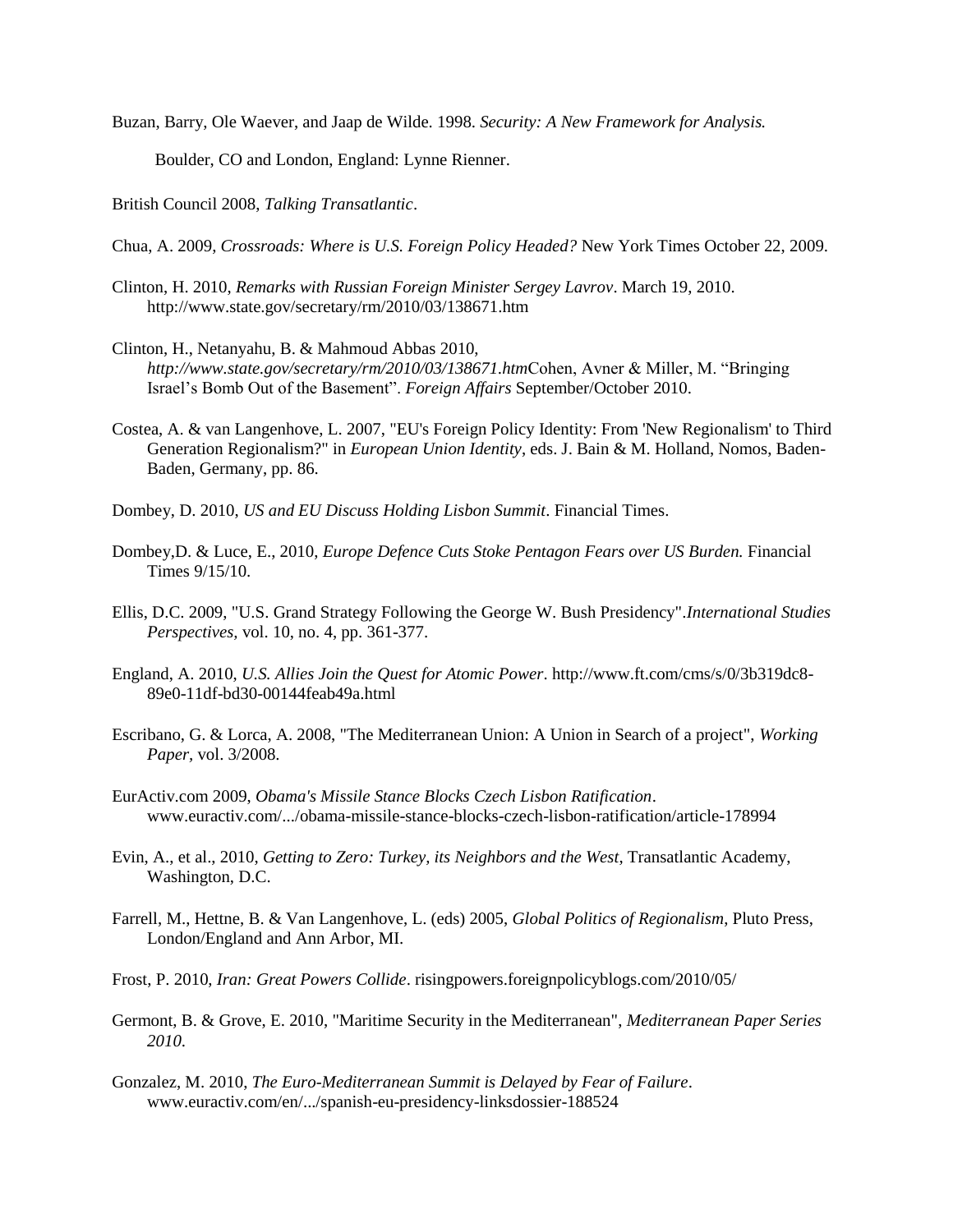Buzan, Barry, Ole Waever, and Jaap de Wilde. 1998. *Security: A New Framework for Analysis.* Boulder, CO and London, England: Lynne Rienner.

British Council 2008, *Talking Transatlantic*.

Chua, A. 2009, *Crossroads: Where is U.S. Foreign Policy Headed?* New York Times October 22, 2009.

Clinton, H. 2010, *Remarks with Russian Foreign Minister Sergey Lavrov*. March 19, 2010. http://www.state.gov/secretary/rm/2010/03/138671.htm

Clinton, H., Netanyahu, B. & Mahmoud Abbas 2010, *http://www.state.gov/secretary/rm/2010/03/138671.htm*Cohen, Avner & Miller, M. "Bringing Israel's Bomb Out of the Basement". *Foreign Affairs* September/October 2010.

Costea, A. & van Langenhove, L. 2007, "EU's Foreign Policy Identity: From 'New Regionalism' to Third Generation Regionalism?" in *European Union Identity*, eds. J. Bain & M. Holland, Nomos, Baden-Baden, Germany, pp. 86.

Dombey, D. 2010, *US and EU Discuss Holding Lisbon Summit*. Financial Times.

Dombey,D. & Luce, E., 2010, *Europe Defence Cuts Stoke Pentagon Fears over US Burden.* Financial Times 9/15/10.

Ellis, D.C. 2009, "U.S. Grand Strategy Following the George W. Bush Presidency".*International Studies Perspectives*, vol. 10, no. 4, pp. 361-377.

England, A. 2010, *U.S. Allies Join the Quest for Atomic Power*. http://www.ft.com/cms/s/0/3b319dc8-89e0-11df-bd30-00144feab49a.html

Escribano, G. & Lorca, A. 2008, "The Mediterranean Union: A Union in Search of a project", *Working Paper*, vol. 3/2008.

EurActiv.com 2009, *Obama's Missile Stance Blocks Czech Lisbon Ratification*. www.euractiv.com/.../obama-missile-stance-blocks-czech-lisbon-ratification/article-178994

Evin, A., et al., 2010, *Getting to Zero: Turkey, its Neighbors and the West*, Transatlantic Academy, Washington, D.C.

Farrell, M., Hettne, B. & Van Langenhove, L. (eds) 2005, *Global Politics of Regionalism*, Pluto Press, London/England and Ann Arbor, MI.

Frost, P. 2010, *Iran: Great Powers Collide*. risingpowers.foreignpolicyblogs.com/2010/05/

Germont, B. & Grove, E. 2010, "Maritime Security in the Mediterranean", *Mediterranean Paper Series 2010*.

Gonzalez, M. 2010, *The Euro-Mediterranean Summit is Delayed by Fear of Failure*. www.euractiv.com/en/.../spanish-eu-presidency-linksdossier-188524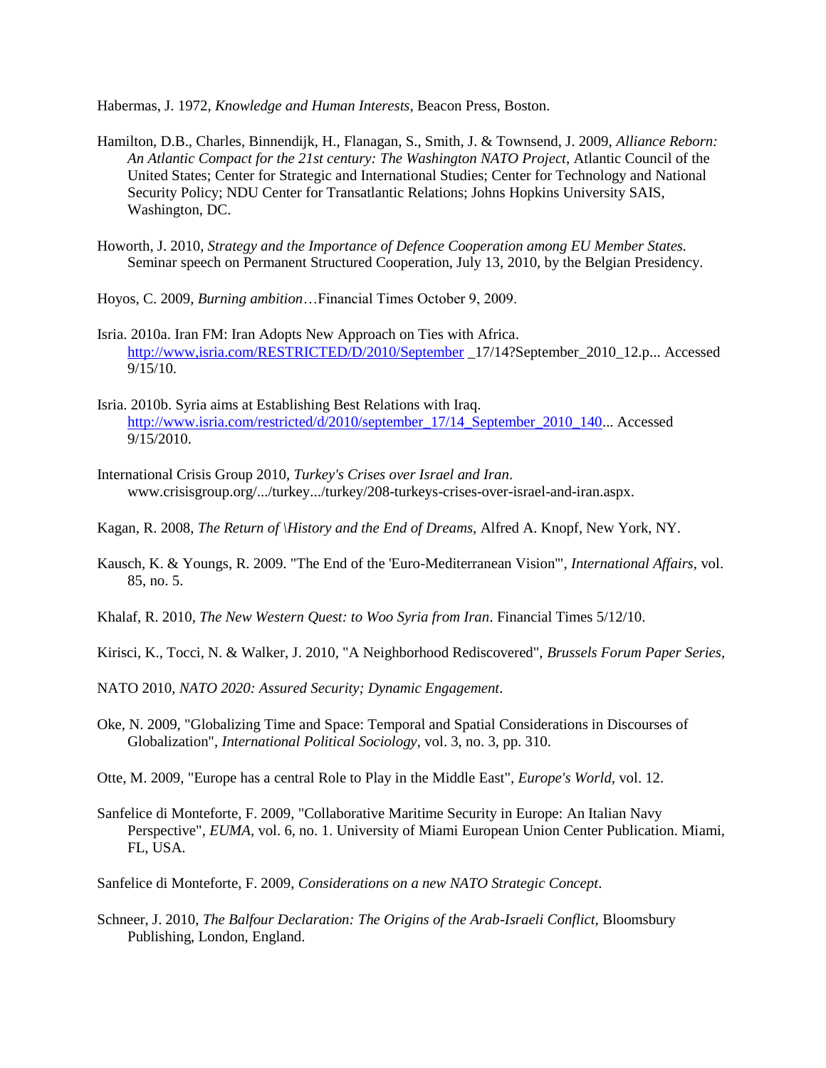Habermas, J. 1972, *Knowledge and Human Interests*, Beacon Press, Boston.

Hamilton, D.B., Charles, Binnendijk, H., Flanagan, S., Smith, J. & Townsend, J. 2009, *Alliance Reborn: An Atlantic Compact for the 21st century: The Washington NATO Project*, Atlantic Council of the United States; Center for Strategic and International Studies; Center for Technology and National Security Policy; NDU Center for Transatlantic Relations; Johns Hopkins University SAIS, Washington, DC.

Howorth, J. 2010, *Strategy and the Importance of Defence Cooperation among EU Member States.* Seminar speech on Permanent Structured Cooperation, July 13, 2010, by the Belgian Presidency.

Hoyos, C. 2009, *Burning ambition*…Financial Times October 9, 2009.

Isria. 2010a. Iran FM: Iran Adopts New Approach on Ties with Africa. http://www,isria.com/RESTRICTED/D/2010/September _17/14?September_2010_12.p... Accessed 9/15/10.

Isria. 2010b. Syria aims at Establishing Best Relations with Iraq. http://www.isria.com/restricted/d/2010/september_17/14_September_2010_140... Accessed 9/15/2010.

International Crisis Group 2010, *Turkey's Crises over Israel and Iran*. www.crisisgroup.org/.../turkey.../turkey/208-turkeys-crises-over-israel-and-iran.aspx.

Kagan, R. 2008, *The Return of \History and the End of Dreams,* Alfred A. Knopf, New York, NY.

Kausch, K. & Youngs, R. 2009. "The End of the 'Euro-Mediterranean Vision'", *International Affairs,* vol. 85, no. 5.

Khalaf, R. 2010, *The New Western Quest: to Woo Syria from Iran*. Financial Times 5/12/10.

Kirisci, K., Tocci, N. & Walker, J. 2010, "A Neighborhood Rediscovered", *Brussels Forum Paper Series,*

NATO 2010, *NATO 2020: Assured Security; Dynamic Engagement*.

Oke, N. 2009, "Globalizing Time and Space: Temporal and Spatial Considerations in Discourses of Globalization", *International Political Sociology*, vol. 3, no. 3, pp. 310.

Otte, M. 2009, "Europe has a central Role to Play in the Middle East", *Europe's World*, vol. 12.

Sanfelice di Monteforte, F. 2009, "Collaborative Maritime Security in Europe: An Italian Navy Perspective", *EUMA*, vol. 6, no. 1. University of Miami European Union Center Publication. Miami, FL, USA.

Sanfelice di Monteforte, F. 2009, *Considerations on a new NATO Strategic Concept*.

Schneer, J. 2010, *The Balfour Declaration: The Origins of the Arab-Israeli Conflict*, Bloomsbury Publishing, London, England.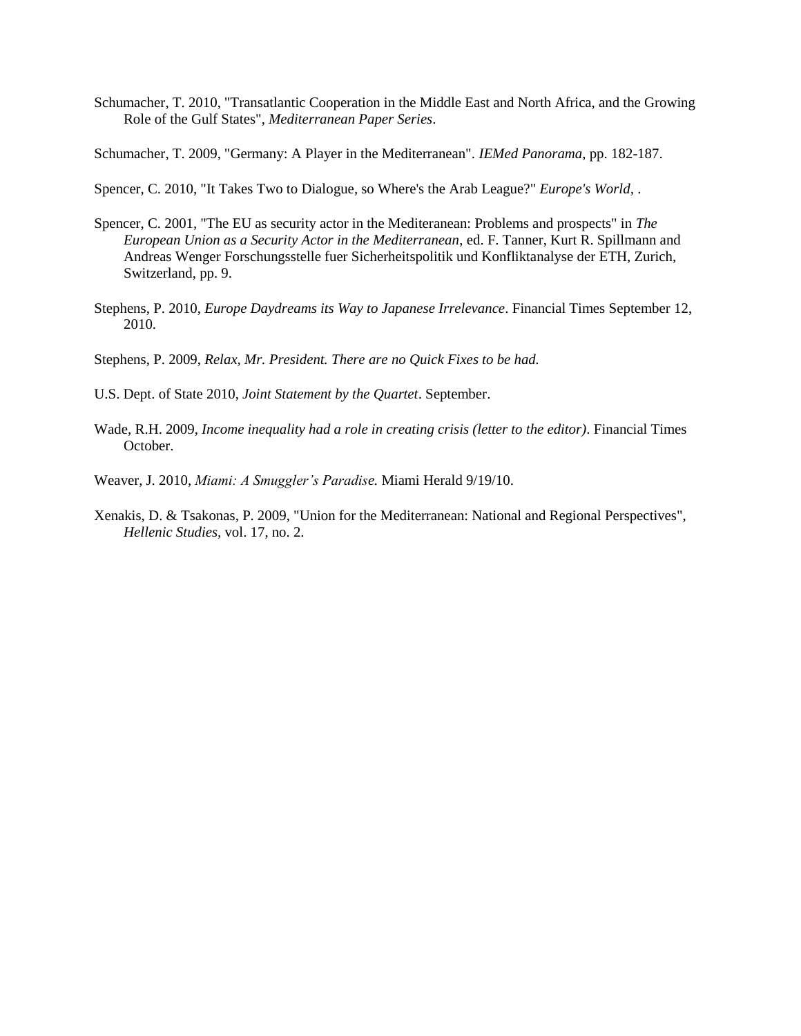Schumacher, T. 2010, "Transatlantic Cooperation in the Middle East and North Africa, and the Growing Role of the Gulf States", *Mediterranean Paper Series*.

Schumacher, T. 2009, "Germany: A Player in the Mediterranean". *IEMed Panorama*, pp. 182-187.

Spencer, C. 2010, "It Takes Two to Dialogue, so Where's the Arab League?" *Europe's World*, .

Spencer, C. 2001, "The EU as security actor in the Mediteranean: Problems and prospects" in *The European Union as a Security Actor in the Mediterranean*, ed. F. Tanner, Kurt R. Spillmann and Andreas Wenger Forschungsstelle fuer Sicherheitspolitik und Konfliktanalyse der ETH, Zurich, Switzerland, pp. 9.

Stephens, P. 2010, *Europe Daydreams its Way to Japanese Irrelevance*. Financial Times September 12, 2010.

Stephens, P. 2009, *Relax, Mr. President. There are no Quick Fixes to be had.*

U.S. Dept. of State 2010, *Joint Statement by the Quartet*. September.

Wade, R.H. 2009, *Income inequality had a role in creating crisis (letter to the editor)*. Financial Times October.

Weaver, J. 2010, *Miami: A Smuggler's Paradise.* Miami Herald 9/19/10.

Xenakis, D. & Tsakonas, P. 2009, "Union for the Mediterranean: National and Regional Perspectives", *Hellenic Studies*, vol. 17, no. 2.